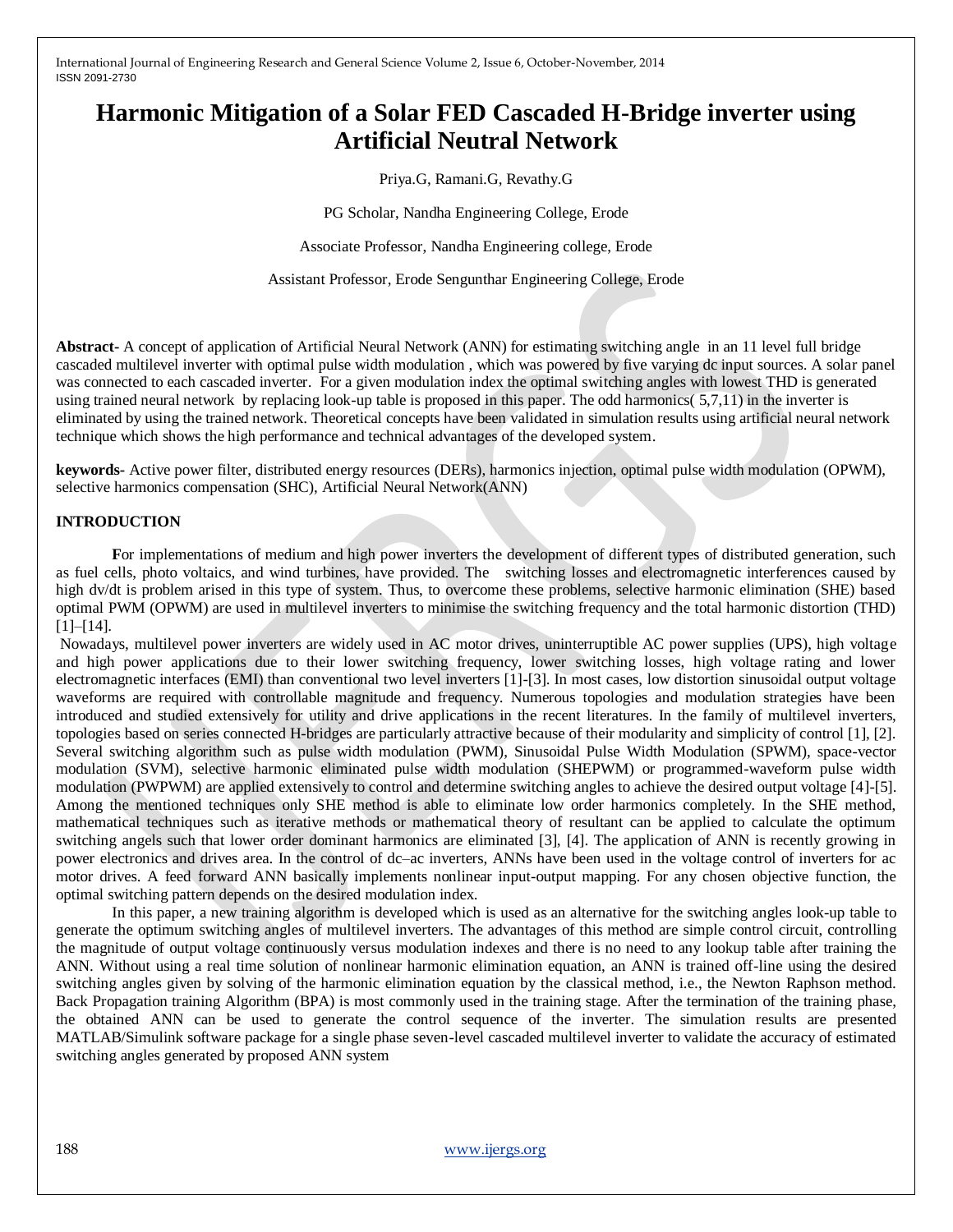# Harmonic Mitigation of a Solar FED Cascaded H-Bridge inverter using Artificial Neutral Network

Priya.G, Ramani.G, Revathy.G

PG Scholar, Nandha Engineering College, Erode

Associate Professor, Nandha Engineering college, Erode

Assistant Professor, Erode Sengunthar Engineering College, Erode

**Abstract-** A concept of application of Artificial Neural Network (ANN) for estimating switching angle in an 11 level full bridge cascaded multilevel inverter with optimal pulse width modulation , which was powered by five varying dc input sources. A solar panel was connected to each cascaded inverter. For a given modulation index the optimal switching angles with lowest THD is generated using trained neural network by replacing look-up table is proposed in this paper. The odd harmonics( 5,7,11) in the inverter is eliminated by using the trained network. Theoretical concepts have been validated in simulation results using artificial neural network technique which shows the high performance and technical advantages of the developed system.

**keywords-** Active power filter, distributed energy resources (DERs), harmonics injection, optimal pulse width modulation (OPWM), selective harmonics compensation (SHC), Artificial Neural Network(ANN)

## INTRODUCTION

**F**or implementations of medium and high power inverters the development of different types of distributed generation, such as fuel cells, photo voltaics, and wind turbines, have provided. The switching losses and electromagnetic interferences caused by high dv/dt is problem arised in this type of system. Thus, to overcome these problems, selective harmonic elimination (SHE) based optimal PWM (OPWM) are used in multilevel inverters to minimise the switching frequency and the total harmonic distortion (THD) [1]–[14].

Nowadays, multilevel power inverters are widely used in AC motor drives, uninterruptible AC power supplies (UPS), high voltage and high power applications due to their lower switching frequency, lower switching losses, high voltage rating and lower electromagnetic interfaces (EMI) than conventional two level inverters [1]-[3]. In most cases, low distortion sinusoidal output voltage waveforms are required with controllable magnitude and frequency. Numerous topologies and modulation strategies have been introduced and studied extensively for utility and drive applications in the recent literatures. In the family of multilevel inverters, topologies based on series connected H-bridges are particularly attractive because of their modularity and simplicity of control [1], [2]. Several switching algorithm such as pulse width modulation (PWM), Sinusoidal Pulse Width Modulation (SPWM), space-vector modulation (SVM), selective harmonic eliminated pulse width modulation (SHEPWM) or programmed-waveform pulse width modulation (PWPWM) are applied extensively to control and determine switching angles to achieve the desired output voltage [4]-[5]. Among the mentioned techniques only SHE method is able to eliminate low order harmonics completely. In the SHE method, mathematical techniques such as iterative methods or mathematical theory of resultant can be applied to calculate the optimum switching angels such that lower order dominant harmonics are eliminated [3], [4]. The application of ANN is recently growing in power electronics and drives area. In the control of dc–ac inverters, ANNs have been used in the voltage control of inverters for ac motor drives. A feed forward ANN basically implements nonlinear input-output mapping. For any chosen objective function, the optimal switching pattern depends on the desired modulation index.

In this paper, a new training algorithm is developed which is used as an alternative for the switching angles look-up table to generate the optimum switching angles of multilevel inverters. The advantages of this method are simple control circuit, controlling the magnitude of output voltage continuously versus modulation indexes and there is no need to any lookup table after training the ANN. Without using a real time solution of nonlinear harmonic elimination equation, an ANN is trained off-line using the desired switching angles given by solving of the harmonic elimination equation by the classical method, i.e., the Newton Raphson method. Back Propagation training Algorithm (BPA) is most commonly used in the training stage. After the termination of the training phase, the obtained ANN can be used to generate the control sequence of the inverter. The simulation results are presented MATLAB/Simulink software package for a single phase seven-level cascaded multilevel inverter to validate the accuracy of estimated switching angles generated by proposed ANN system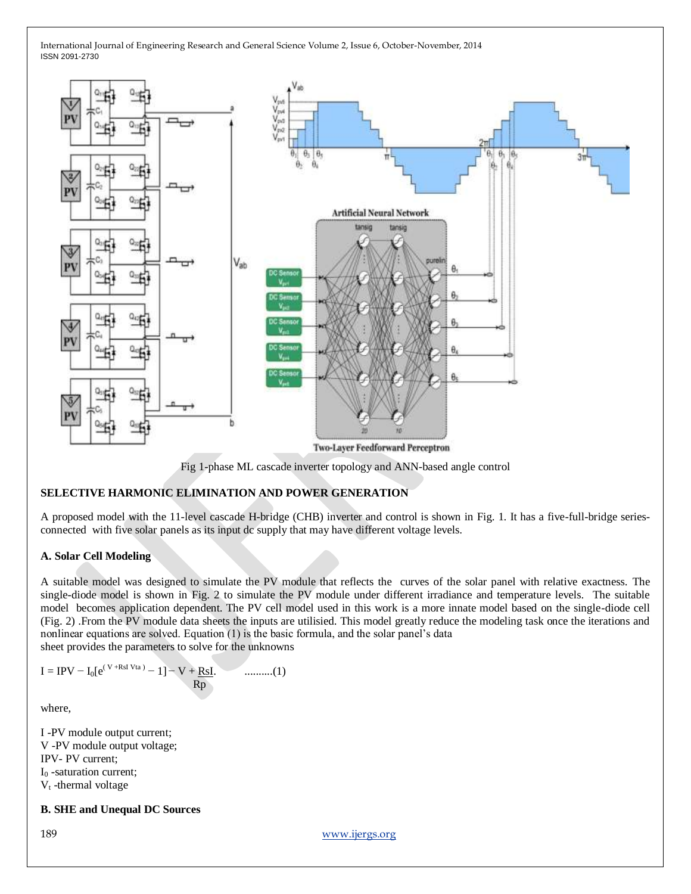Fig 1-phase ML cascade inverter topology and ANN-based angle control

## SELECTIVE HARMONIC ELIMINATION AND POWER GENERATION

A proposed model with the 11-level cascade H-bridge (CHB) inverter and control is shown in Fig. 1. It has a five-full-bridge series-connected with five solar panels as its input dc supply that may have different voltage levels.

### A. Solar Cell Modeling

A suitable model was designed to simulate the PV module that reflects the curves of the solar panel with relative exactness. The single-diode model is shown in Fig. 2 to simulate the PV module under different irradiance and temperature levels. The suitable model becomes application dependent. The PV cell model used in this work is a more innate model based on the single-diode cell (Fig. 2) .From the PV module data sheets the inputs are utilised. This model greatly reduce the modeling task once the iterations and nonlinear equations are solved. Equation (1) is the basic formula, and the solar panel's data sheet provides the parameters to solve for the unknowns

$$I = IPV - I_0[e^{(V + RsI\ Vta)} - 1] - \frac{V + RsI}{Rp} \quad \text{..........(1)}$$

where,

I -PV module output current;
V -PV module output voltage;
IPV- PV current;
$I_0$ -saturation current;
$V_t$ -thermal voltage

### B. SHE and Unequal DC Sources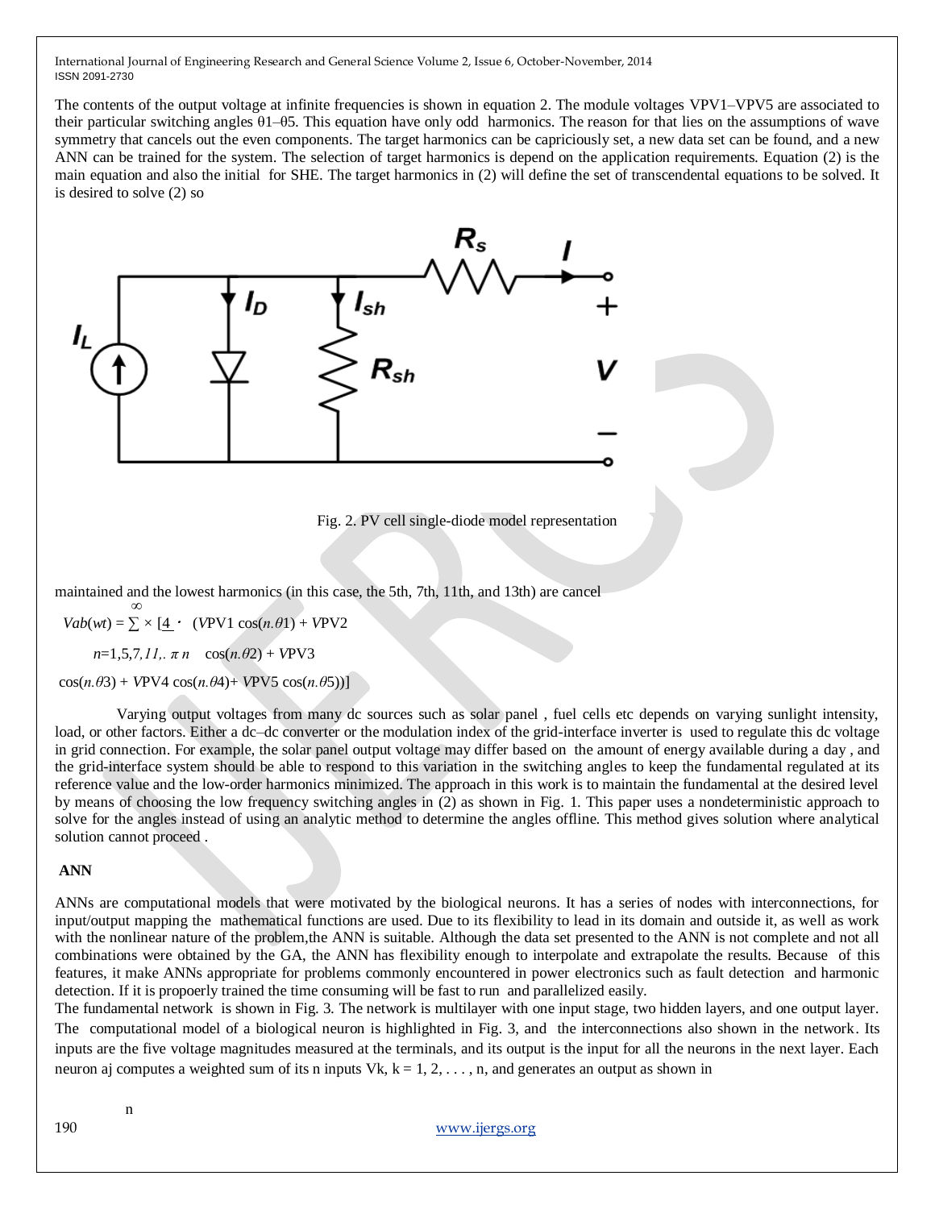The contents of the output voltage at infinite frequencies is shown in equation 2. The module voltages VPV1–VPV5 are associated to their particular switching angles θ1–θ5. This equation have only odd harmonics. The reason for that lies on the assumptions of wave symmetry that cancels out the even components. The target harmonics can be capriciously set, a new data set can be found, and a new ANN can be trained for the system. The selection of target harmonics is depend on the application requirements. Equation (2) is the main equation and also the initial for SHE. The target harmonics in (2) will define the set of transcendental equations to be solved. It is desired to solve (2) so

Fig. 2. PV cell single-diode model representation

maintained and the lowest harmonics (in this case, the 5th, 7th, 11th, and 13th) are cancel

$$V_{ab}(wt) = \sum_{n=1,5,7,11,\ldots}^{\infty} \times \left[\frac{4}{\pi n} \cdot \left(V_{PV1}\cos(n.\theta 1) + V_{PV2}\cos(n.\theta 2) + V_{PV3}\cos(n.\theta 3) + V_{PV4}\cos(n.\theta 4) + V_{PV5}\cos(n.\theta 5)\right)\right]$$

Varying output voltages from many dc sources such as solar panel , fuel cells etc depends on varying sunlight intensity, load, or other factors. Either a dc–dc converter or the modulation index of the grid-interface inverter is used to regulate this dc voltage in grid connection. For example, the solar panel output voltage may differ based on the amount of energy available during a day , and the grid-interface system should be able to respond to this variation in the switching angles to keep the fundamental regulated at its reference value and the low-order harmonics minimized. The approach in this work is to maintain the fundamental at the desired level by means of choosing the low frequency switching angles in (2) as shown in Fig. 1. This paper uses a nondeterministic approach to solve for the angles instead of using an analytic method to determine the angles offline. This method gives solution where analytical solution cannot proceed .

## ANN

ANNs are computational models that were motivated by the biological neurons. It has a series of nodes with interconnections, for input/output mapping the mathematical functions are used. Due to its flexibility to lead in its domain and outside it, as well as work with the nonlinear nature of the problem,the ANN is suitable. Although the data set presented to the ANN is not complete and not all combinations were obtained by the GA, the ANN has flexibility enough to interpolate and extrapolate the results. Because of this features, it make ANNs appropriate for problems commonly encountered in power electronics such as fault detection and harmonic detection. If it is propoerly trained the time consuming will be fast to run and parallelized easily.

The fundamental network is shown in Fig. 3. The network is multilayer with one input stage, two hidden layers, and one output layer. The computational model of a biological neuron is highlighted in Fig. 3, and the interconnections also shown in the network. Its inputs are the five voltage magnitudes measured at the terminals, and its output is the input for all the neurons in the next layer. Each neuron aj computes a weighted sum of its n inputs Vk, k = 1, 2, . . . , n, and generates an output as shown in

n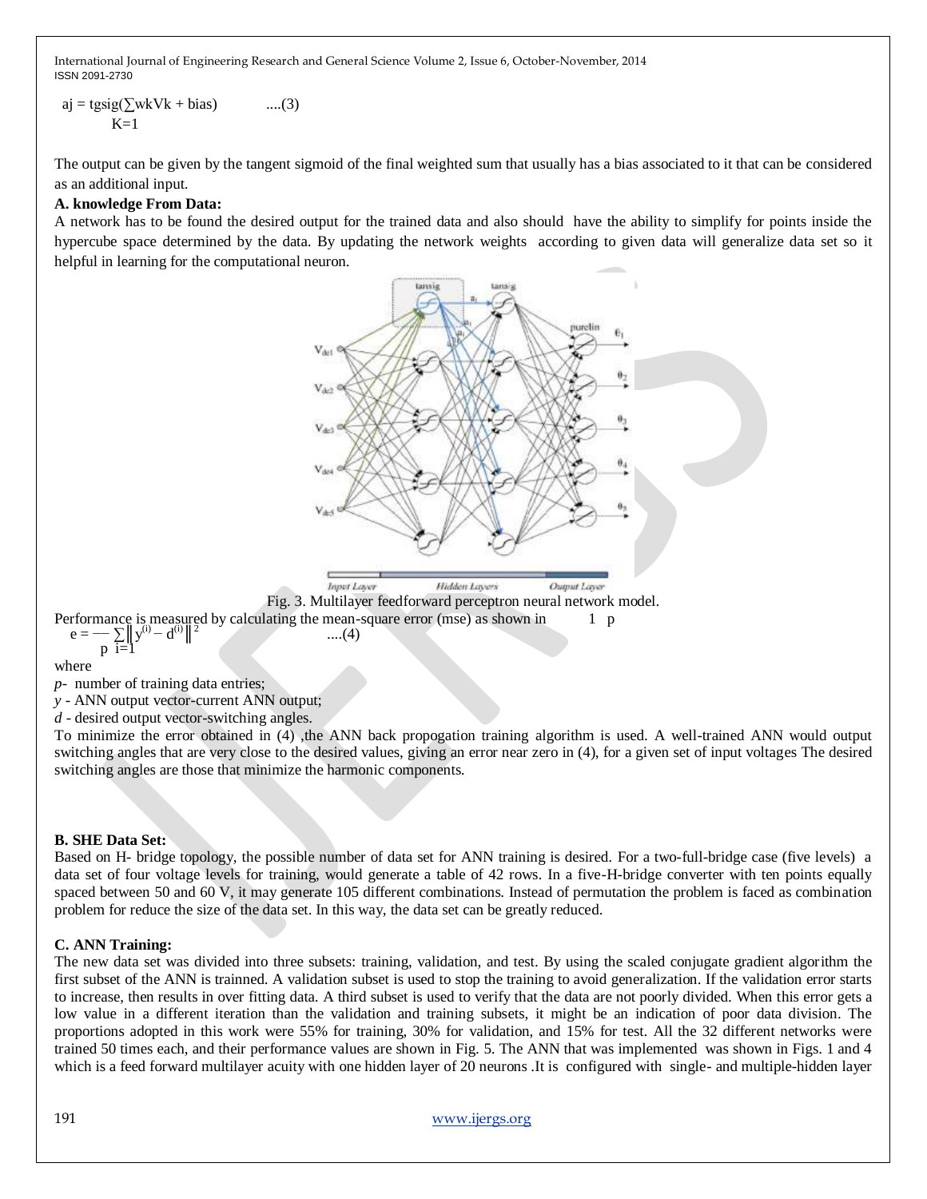$$a_j = \text{tgsig}\left(\sum_{K=1} w_k V_k + \text{bias}\right) \qquad ....(3)$$

The output can be given by the tangent sigmoid of the final weighted sum that usually has a bias associated to it that can be considered as an additional input.

**A. knowledge From Data:**

A network has to be found the desired output for the trained data and also should have the ability to simplify for points inside the hypercube space determined by the data. By updating the network weights according to given data will generalize data set so it helpful in learning for the computational neuron.

Fig. 3. Multilayer feedforward perceptron neural network model.

Performance is measured by calculating the mean-square error (mse) as shown in

$$e = \frac{1}{p} \sum_{i=1}^{p} \left\| y^{(i)} - d^{(i)} \right\|^2 \qquad ....(4)$$

where

*p*- number of training data entries;

*y* - ANN output vector-current ANN output;

*d* - desired output vector-switching angles.

To minimize the error obtained in (4) ,the ANN back propogation training algorithm is used. A well-trained ANN would output switching angles that are very close to the desired values, giving an error near zero in (4), for a given set of input voltages The desired switching angles are those that minimize the harmonic components.

**B. SHE Data Set:**

Based on H- bridge topology, the possible number of data set for ANN training is desired. For a two-full-bridge case (five levels) a data set of four voltage levels for training, would generate a table of 42 rows. In a five-H-bridge converter with ten points equally spaced between 50 and 60 V, it may generate 105 different combinations. Instead of permutation the problem is faced as combination problem for reduce the size of the data set. In this way, the data set can be greatly reduced.

**C. ANN Training:**

The new data set was divided into three subsets: training, validation, and test. By using the scaled conjugate gradient algorithm the first subset of the ANN is trainned. A validation subset is used to stop the training to avoid generalization. If the validation error starts to increase, then results in over fitting data. A third subset is used to verify that the data are not poorly divided. When this error gets a low value in a different iteration than the validation and training subsets, it might be an indication of poor data division. The proportions adopted in this work were 55% for training, 30% for validation, and 15% for test. All the 32 different networks were trained 50 times each, and their performance values are shown in Fig. 5. The ANN that was implemented was shown in Figs. 1 and 4 which is a feed forward multilayer acuity with one hidden layer of 20 neurons .It is configured with single- and multiple-hidden layer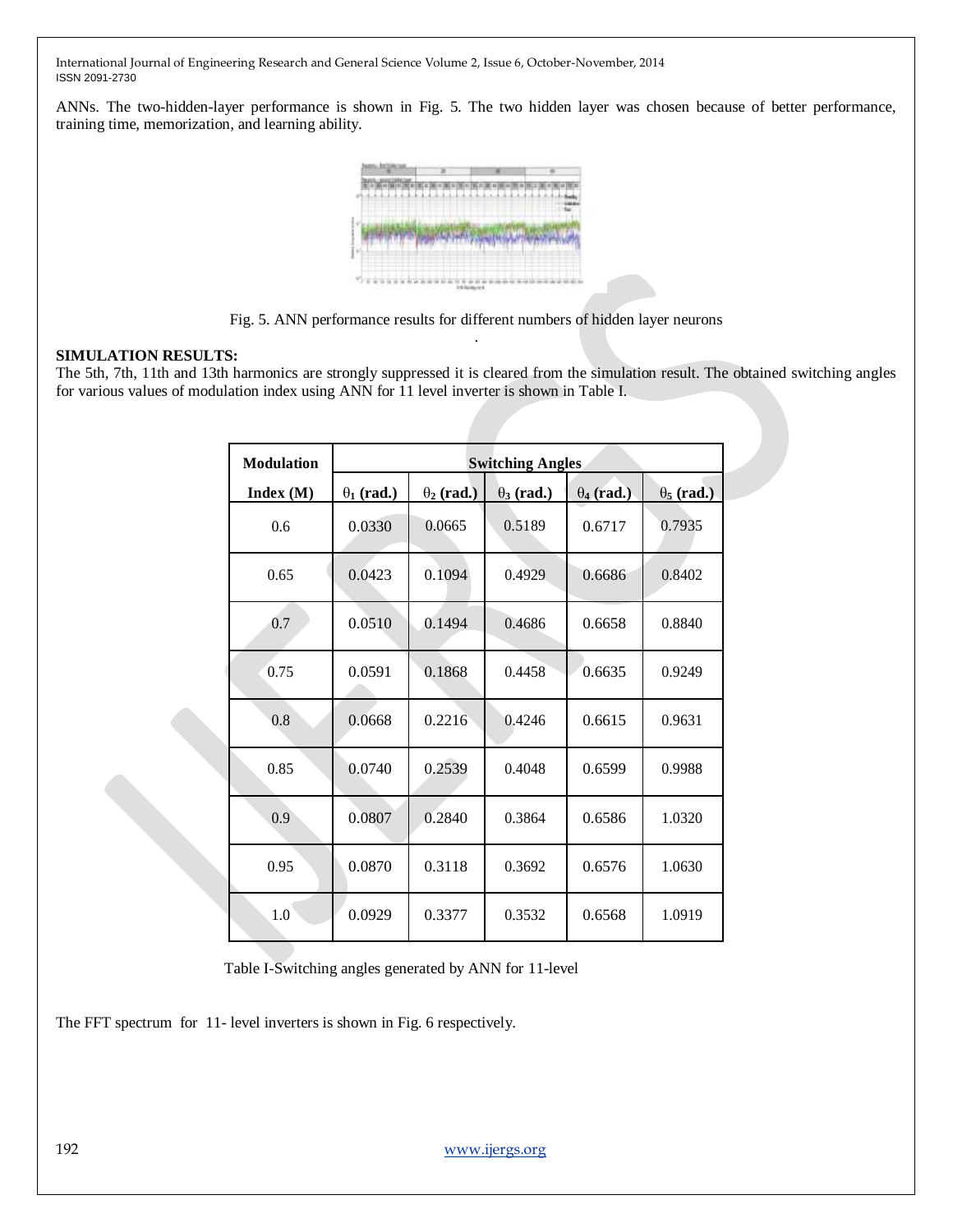ANNs. The two-hidden-layer performance is shown in Fig. 5. The two hidden layer was chosen because of better performance, training time, memorization, and learning ability.

Fig. 5. ANN performance results for different numbers of hidden layer neurons

**SIMULATION RESULTS:**

The 5th, 7th, 11th and 13th harmonics are strongly suppressed it is cleared from the simulation result. The obtained switching angles for various values of modulation index using ANN for 11 level inverter is shown in Table I.

| Modulation Index (M) | Switching Angles | | | | |
|---|---|---|---|---|---|
| | $\theta_1$ (rad.) | $\theta_2$ (rad.) | $\theta_3$ (rad.) | $\theta_4$ (rad.) | $\theta_5$ (rad.) |
| 0.6 | 0.0330 | 0.0665 | 0.5189 | 0.6717 | 0.7935 |
| 0.65 | 0.0423 | 0.1094 | 0.4929 | 0.6686 | 0.8402 |
| 0.7 | 0.0510 | 0.1494 | 0.4686 | 0.6658 | 0.8840 |
| 0.75 | 0.0591 | 0.1868 | 0.4458 | 0.6635 | 0.9249 |
| 0.8 | 0.0668 | 0.2216 | 0.4246 | 0.6615 | 0.9631 |
| 0.85 | 0.0740 | 0.2539 | 0.4048 | 0.6599 | 0.9988 |
| 0.9 | 0.0807 | 0.2840 | 0.3864 | 0.6586 | 1.0320 |
| 0.95 | 0.0870 | 0.3118 | 0.3692 | 0.6576 | 1.0630 |
| 1.0 | 0.0929 | 0.3377 | 0.3532 | 0.6568 | 1.0919 |

Table I-Switching angles generated by ANN for 11-level

The FFT spectrum for 11- level inverters is shown in Fig. 6 respectively.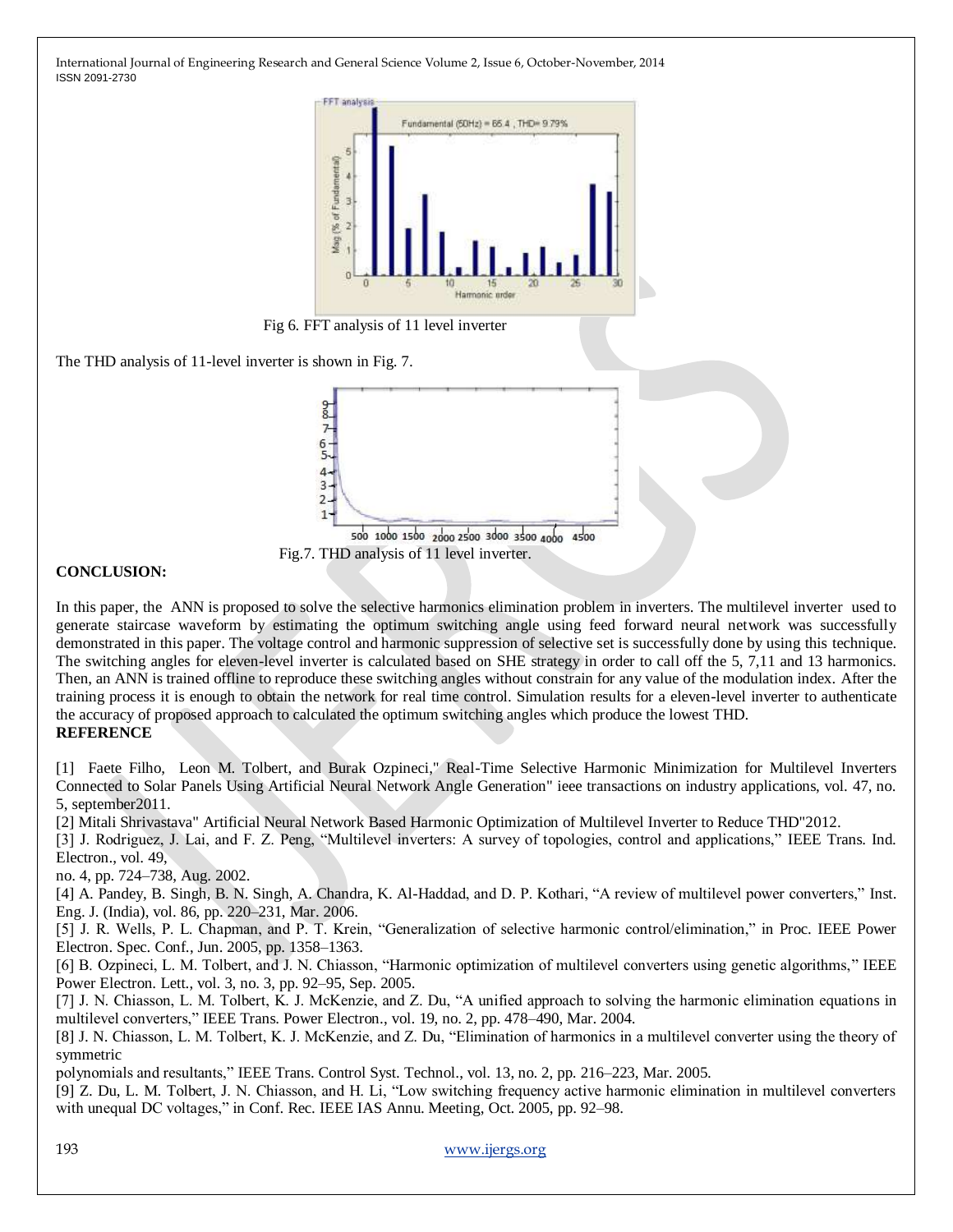Fig 6. FFT analysis of 11 level inverter

The THD analysis of 11-level inverter is shown in Fig. 7.

Fig.7. THD analysis of 11 level inverter.

**CONCLUSION:**

In this paper, the ANN is proposed to solve the selective harmonics elimination problem in inverters. The multilevel inverter used to generate staircase waveform by estimating the optimum switching angle using feed forward neural network was successfully demonstrated in this paper. The voltage control and harmonic suppression of selective set is successfully done by using this technique. The switching angles for eleven-level inverter is calculated based on SHE strategy in order to call off the 5, 7,11 and 13 harmonics. Then, an ANN is trained offline to reproduce these switching angles without constrain for any value of the modulation index. After the training process it is enough to obtain the network for real time control. Simulation results for a eleven-level inverter to authenticate the accuracy of proposed approach to calculated the optimum switching angles which produce the lowest THD.

**REFERENCE**

[1] Faete Filho, Leon M. Tolbert, and Burak Ozpineci," Real-Time Selective Harmonic Minimization for Multilevel Inverters Connected to Solar Panels Using Artificial Neural Network Angle Generation" ieee transactions on industry applications, vol. 47, no. 5, september2011.

[2] Mitali Shrivastava" Artificial Neural Network Based Harmonic Optimization of Multilevel Inverter to Reduce THD"2012.

[3] J. Rodriguez, J. Lai, and F. Z. Peng, "Multilevel inverters: A survey of topologies, control and applications," IEEE Trans. Ind. Electron., vol. 49, no. 4, pp. 724–738, Aug. 2002.

[4] A. Pandey, B. Singh, B. N. Singh, A. Chandra, K. Al-Haddad, and D. P. Kothari, "A review of multilevel power converters," Inst. Eng. J. (India), vol. 86, pp. 220–231, Mar. 2006.

[5] J. R. Wells, P. L. Chapman, and P. T. Krein, "Generalization of selective harmonic control/elimination," in Proc. IEEE Power Electron. Spec. Conf., Jun. 2005, pp. 1358–1363.

[6] B. Ozpineci, L. M. Tolbert, and J. N. Chiasson, "Harmonic optimization of multilevel converters using genetic algorithms," IEEE Power Electron. Lett., vol. 3, no. 3, pp. 92–95, Sep. 2005.

[7] J. N. Chiasson, L. M. Tolbert, K. J. McKenzie, and Z. Du, "A unified approach to solving the harmonic elimination equations in multilevel converters," IEEE Trans. Power Electron., vol. 19, no. 2, pp. 478–490, Mar. 2004.

[8] J. N. Chiasson, L. M. Tolbert, K. J. McKenzie, and Z. Du, "Elimination of harmonics in a multilevel converter using the theory of symmetric polynomials and resultants," IEEE Trans. Control Syst. Technol., vol. 13, no. 2, pp. 216–223, Mar. 2005.

[9] Z. Du, L. M. Tolbert, J. N. Chiasson, and H. Li, "Low switching frequency active harmonic elimination in multilevel converters with unequal DC voltages," in Conf. Rec. IEEE IAS Annu. Meeting, Oct. 2005, pp. 92–98.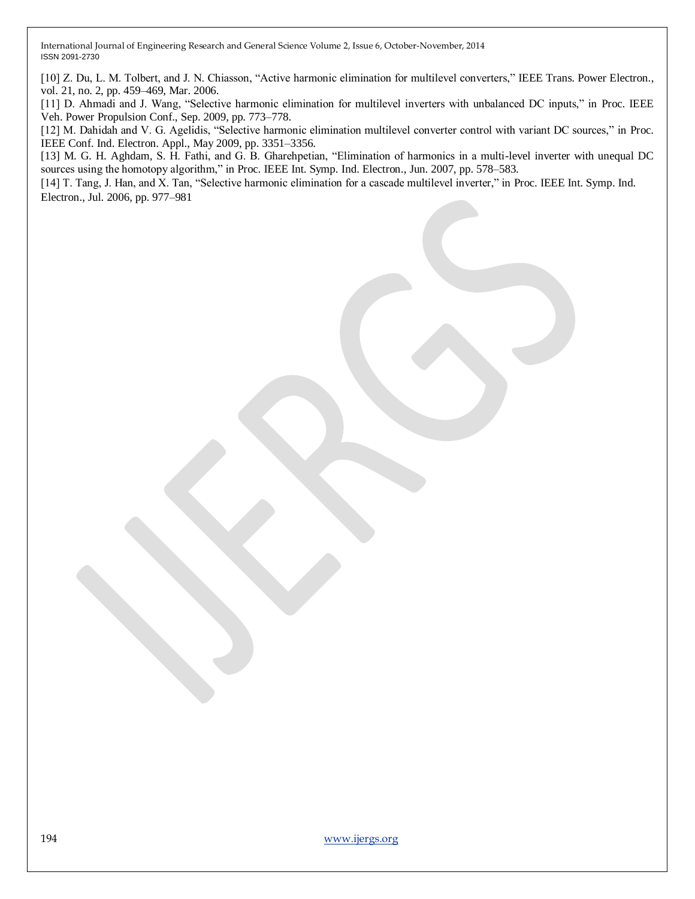[10] Z. Du, L. M. Tolbert, and J. N. Chiasson, "Active harmonic elimination for multilevel converters," IEEE Trans. Power Electron., vol. 21, no. 2, pp. 459–469, Mar. 2006.

[11] D. Ahmadi and J. Wang, "Selective harmonic elimination for multilevel inverters with unbalanced DC inputs," in Proc. IEEE Veh. Power Propulsion Conf., Sep. 2009, pp. 773–778.

[12] M. Dahidah and V. G. Agelidis, "Selective harmonic elimination multilevel converter control with variant DC sources," in Proc. IEEE Conf. Ind. Electron. Appl., May 2009, pp. 3351–3356.

[13] M. G. H. Aghdam, S. H. Fathi, and G. B. Gharehpetian, "Elimination of harmonics in a multi-level inverter with unequal DC sources using the homotopy algorithm," in Proc. IEEE Int. Symp. Ind. Electron., Jun. 2007, pp. 578–583.

[14] T. Tang, J. Han, and X. Tan, "Selective harmonic elimination for a cascade multilevel inverter," in Proc. IEEE Int. Symp. Ind. Electron., Jul. 2006, pp. 977–981